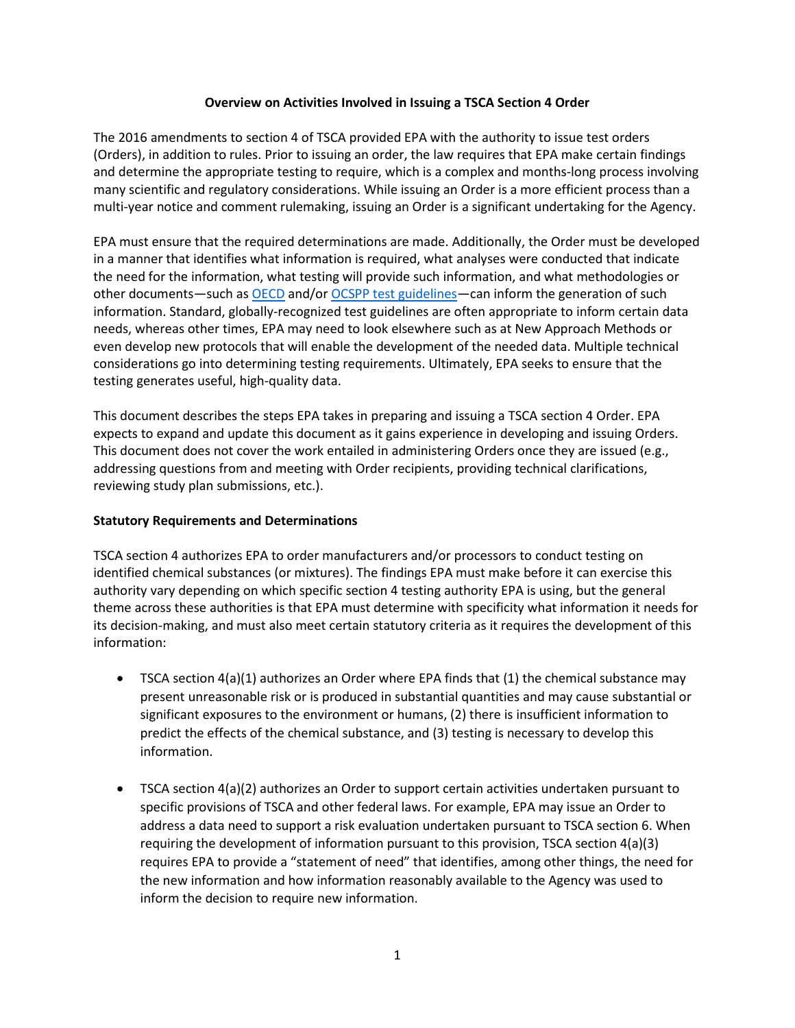# Overview on Activities Involved in Issuing a TSCA Section 4 Order

The 2016 amendments to section 4 of TSCA provided EPA with the authority to issue test orders (Orders), in addition to rules. Prior to issuing an order, the law requires that EPA make certain findings and determine the appropriate testing to require, which is a complex and months-long process involving many scientific and regulatory considerations. While issuing an Order is a more efficient process than a multi-year notice and comment rulemaking, issuing an Order is a significant undertaking for the Agency.

EPA must ensure that the required determinations are made. Additionally, the Order must be developed in a manner that identifies what information is required, what analyses were conducted that indicate the need for the information, what testing will provide such information, and what methodologies or other documents—such as OECD and/or OCSPP test guidelines—can inform the generation of such information. Standard, globally-recognized test guidelines are often appropriate to inform certain data needs, whereas other times, EPA may need to look elsewhere such as at New Approach Methods or even develop new protocols that will enable the development of the needed data. Multiple technical considerations go into determining testing requirements. Ultimately, EPA seeks to ensure that the testing generates useful, high-quality data.

This document describes the steps EPA takes in preparing and issuing a TSCA section 4 Order. EPA expects to expand and update this document as it gains experience in developing and issuing Orders. This document does not cover the work entailed in administering Orders once they are issued (e.g., addressing questions from and meeting with Order recipients, providing technical clarifications, reviewing study plan submissions, etc.).

## Statutory Requirements and Determinations

TSCA section 4 authorizes EPA to order manufacturers and/or processors to conduct testing on identified chemical substances (or mixtures). The findings EPA must make before it can exercise this authority vary depending on which specific section 4 testing authority EPA is using, but the general theme across these authorities is that EPA must determine with specificity what information it needs for its decision-making, and must also meet certain statutory criteria as it requires the development of this information:

- TSCA section 4(a)(1) authorizes an Order where EPA finds that (1) the chemical substance may present unreasonable risk or is produced in substantial quantities and may cause substantial or significant exposures to the environment or humans, (2) there is insufficient information to predict the effects of the chemical substance, and (3) testing is necessary to develop this information.
- TSCA section 4(a)(2) authorizes an Order to support certain activities undertaken pursuant to specific provisions of TSCA and other federal laws. For example, EPA may issue an Order to address a data need to support a risk evaluation undertaken pursuant to TSCA section 6. When requiring the development of information pursuant to this provision, TSCA section 4(a)(3) requires EPA to provide a "statement of need" that identifies, among other things, the need for the new information and how information reasonably available to the Agency was used to inform the decision to require new information.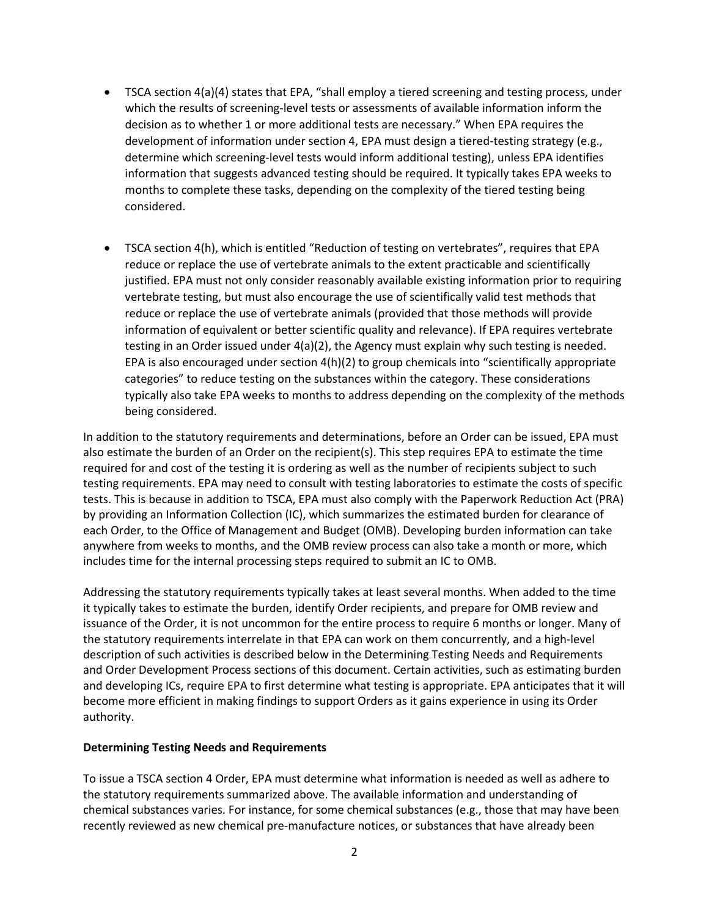- TSCA section 4(a)(4) states that EPA, "shall employ a tiered screening and testing process, under which the results of screening-level tests or assessments of available information inform the decision as to whether 1 or more additional tests are necessary." When EPA requires the development of information under section 4, EPA must design a tiered-testing strategy (e.g., determine which screening-level tests would inform additional testing), unless EPA identifies information that suggests advanced testing should be required. It typically takes EPA weeks to months to complete these tasks, depending on the complexity of the tiered testing being considered.

- TSCA section 4(h), which is entitled "Reduction of testing on vertebrates", requires that EPA reduce or replace the use of vertebrate animals to the extent practicable and scientifically justified. EPA must not only consider reasonably available existing information prior to requiring vertebrate testing, but must also encourage the use of scientifically valid test methods that reduce or replace the use of vertebrate animals (provided that those methods will provide information of equivalent or better scientific quality and relevance). If EPA requires vertebrate testing in an Order issued under 4(a)(2), the Agency must explain why such testing is needed. EPA is also encouraged under section 4(h)(2) to group chemicals into "scientifically appropriate categories" to reduce testing on the substances within the category. These considerations typically also take EPA weeks to months to address depending on the complexity of the methods being considered.

In addition to the statutory requirements and determinations, before an Order can be issued, EPA must also estimate the burden of an Order on the recipient(s). This step requires EPA to estimate the time required for and cost of the testing it is ordering as well as the number of recipients subject to such testing requirements. EPA may need to consult with testing laboratories to estimate the costs of specific tests. This is because in addition to TSCA, EPA must also comply with the Paperwork Reduction Act (PRA) by providing an Information Collection (IC), which summarizes the estimated burden for clearance of each Order, to the Office of Management and Budget (OMB). Developing burden information can take anywhere from weeks to months, and the OMB review process can also take a month or more, which includes time for the internal processing steps required to submit an IC to OMB.

Addressing the statutory requirements typically takes at least several months. When added to the time it typically takes to estimate the burden, identify Order recipients, and prepare for OMB review and issuance of the Order, it is not uncommon for the entire process to require 6 months or longer. Many of the statutory requirements interrelate in that EPA can work on them concurrently, and a high-level description of such activities is described below in the Determining Testing Needs and Requirements and Order Development Process sections of this document. Certain activities, such as estimating burden and developing ICs, require EPA to first determine what testing is appropriate. EPA anticipates that it will become more efficient in making findings to support Orders as it gains experience in using its Order authority.

**Determining Testing Needs and Requirements**

To issue a TSCA section 4 Order, EPA must determine what information is needed as well as adhere to the statutory requirements summarized above. The available information and understanding of chemical substances varies. For instance, for some chemical substances (e.g., those that may have been recently reviewed as new chemical pre-manufacture notices, or substances that have already been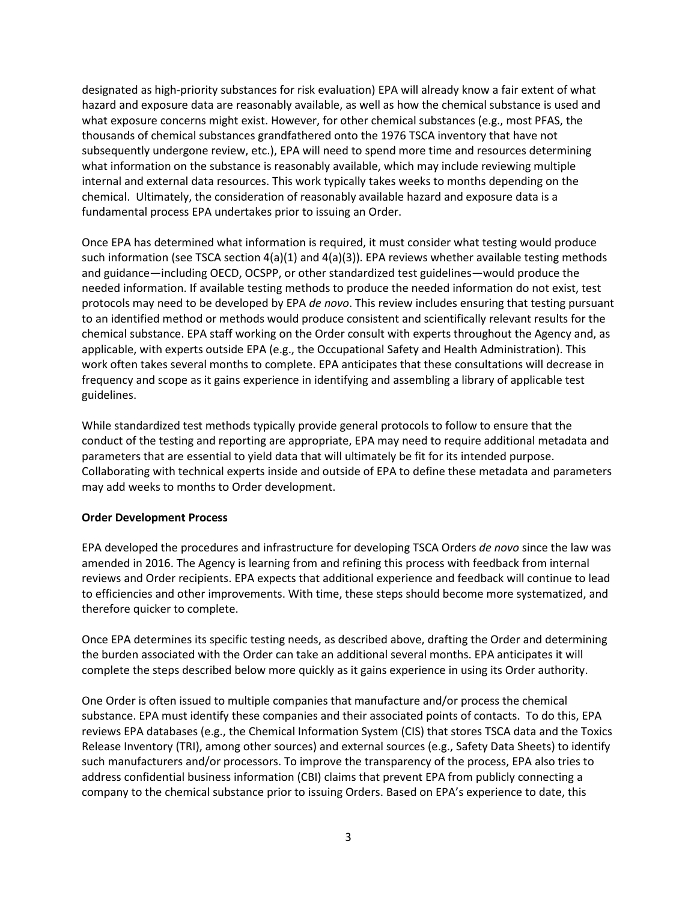designated as high-priority substances for risk evaluation) EPA will already know a fair extent of what hazard and exposure data are reasonably available, as well as how the chemical substance is used and what exposure concerns might exist. However, for other chemical substances (e.g., most PFAS, the thousands of chemical substances grandfathered onto the 1976 TSCA inventory that have not subsequently undergone review, etc.), EPA will need to spend more time and resources determining what information on the substance is reasonably available, which may include reviewing multiple internal and external data resources. This work typically takes weeks to months depending on the chemical. Ultimately, the consideration of reasonably available hazard and exposure data is a fundamental process EPA undertakes prior to issuing an Order.

Once EPA has determined what information is required, it must consider what testing would produce such information (see TSCA section 4(a)(1) and 4(a)(3)). EPA reviews whether available testing methods and guidance—including OECD, OCSPP, or other standardized test guidelines—would produce the needed information. If available testing methods to produce the needed information do not exist, test protocols may need to be developed by EPA *de novo*. This review includes ensuring that testing pursuant to an identified method or methods would produce consistent and scientifically relevant results for the chemical substance. EPA staff working on the Order consult with experts throughout the Agency and, as applicable, with experts outside EPA (e.g., the Occupational Safety and Health Administration). This work often takes several months to complete. EPA anticipates that these consultations will decrease in frequency and scope as it gains experience in identifying and assembling a library of applicable test guidelines.

While standardized test methods typically provide general protocols to follow to ensure that the conduct of the testing and reporting are appropriate, EPA may need to require additional metadata and parameters that are essential to yield data that will ultimately be fit for its intended purpose. Collaborating with technical experts inside and outside of EPA to define these metadata and parameters may add weeks to months to Order development.

**Order Development Process**

EPA developed the procedures and infrastructure for developing TSCA Orders *de novo* since the law was amended in 2016. The Agency is learning from and refining this process with feedback from internal reviews and Order recipients. EPA expects that additional experience and feedback will continue to lead to efficiencies and other improvements. With time, these steps should become more systematized, and therefore quicker to complete.

Once EPA determines its specific testing needs, as described above, drafting the Order and determining the burden associated with the Order can take an additional several months. EPA anticipates it will complete the steps described below more quickly as it gains experience in using its Order authority.

One Order is often issued to multiple companies that manufacture and/or process the chemical substance. EPA must identify these companies and their associated points of contacts. To do this, EPA reviews EPA databases (e.g., the Chemical Information System (CIS) that stores TSCA data and the Toxics Release Inventory (TRI), among other sources) and external sources (e.g., Safety Data Sheets) to identify such manufacturers and/or processors. To improve the transparency of the process, EPA also tries to address confidential business information (CBI) claims that prevent EPA from publicly connecting a company to the chemical substance prior to issuing Orders. Based on EPA's experience to date, this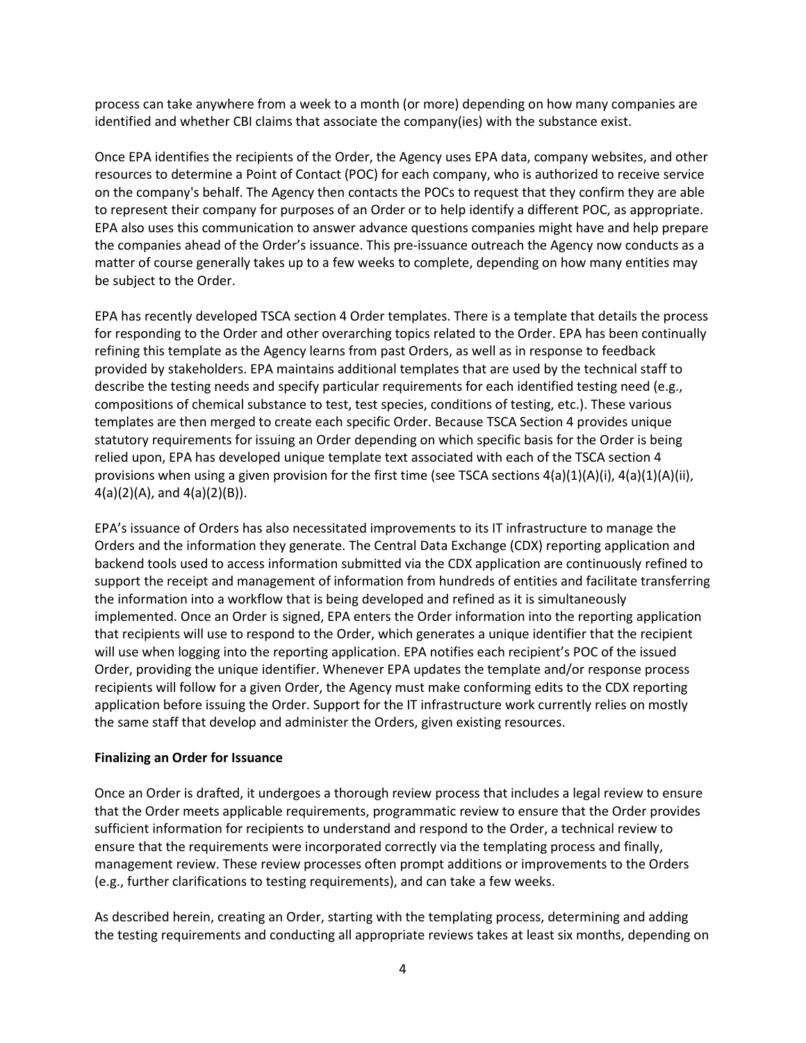process can take anywhere from a week to a month (or more) depending on how many companies are identified and whether CBI claims that associate the company(ies) with the substance exist.

Once EPA identifies the recipients of the Order, the Agency uses EPA data, company websites, and other resources to determine a Point of Contact (POC) for each company, who is authorized to receive service on the company's behalf. The Agency then contacts the POCs to request that they confirm they are able to represent their company for purposes of an Order or to help identify a different POC, as appropriate. EPA also uses this communication to answer advance questions companies might have and help prepare the companies ahead of the Order's issuance. This pre-issuance outreach the Agency now conducts as a matter of course generally takes up to a few weeks to complete, depending on how many entities may be subject to the Order.

EPA has recently developed TSCA section 4 Order templates. There is a template that details the process for responding to the Order and other overarching topics related to the Order. EPA has been continually refining this template as the Agency learns from past Orders, as well as in response to feedback provided by stakeholders. EPA maintains additional templates that are used by the technical staff to describe the testing needs and specify particular requirements for each identified testing need (e.g., compositions of chemical substance to test, test species, conditions of testing, etc.). These various templates are then merged to create each specific Order. Because TSCA Section 4 provides unique statutory requirements for issuing an Order depending on which specific basis for the Order is being relied upon, EPA has developed unique template text associated with each of the TSCA section 4 provisions when using a given provision for the first time (see TSCA sections 4(a)(1)(A)(i), 4(a)(1)(A)(ii), 4(a)(2)(A), and 4(a)(2)(B)).

EPA's issuance of Orders has also necessitated improvements to its IT infrastructure to manage the Orders and the information they generate. The Central Data Exchange (CDX) reporting application and backend tools used to access information submitted via the CDX application are continuously refined to support the receipt and management of information from hundreds of entities and facilitate transferring the information into a workflow that is being developed and refined as it is simultaneously implemented. Once an Order is signed, EPA enters the Order information into the reporting application that recipients will use to respond to the Order, which generates a unique identifier that the recipient will use when logging into the reporting application. EPA notifies each recipient's POC of the issued Order, providing the unique identifier. Whenever EPA updates the template and/or response process recipients will follow for a given Order, the Agency must make conforming edits to the CDX reporting application before issuing the Order. Support for the IT infrastructure work currently relies on mostly the same staff that develop and administer the Orders, given existing resources.

**Finalizing an Order for Issuance**

Once an Order is drafted, it undergoes a thorough review process that includes a legal review to ensure that the Order meets applicable requirements, programmatic review to ensure that the Order provides sufficient information for recipients to understand and respond to the Order, a technical review to ensure that the requirements were incorporated correctly via the templating process and finally, management review. These review processes often prompt additions or improvements to the Orders (e.g., further clarifications to testing requirements), and can take a few weeks.

As described herein, creating an Order, starting with the templating process, determining and adding the testing requirements and conducting all appropriate reviews takes at least six months, depending on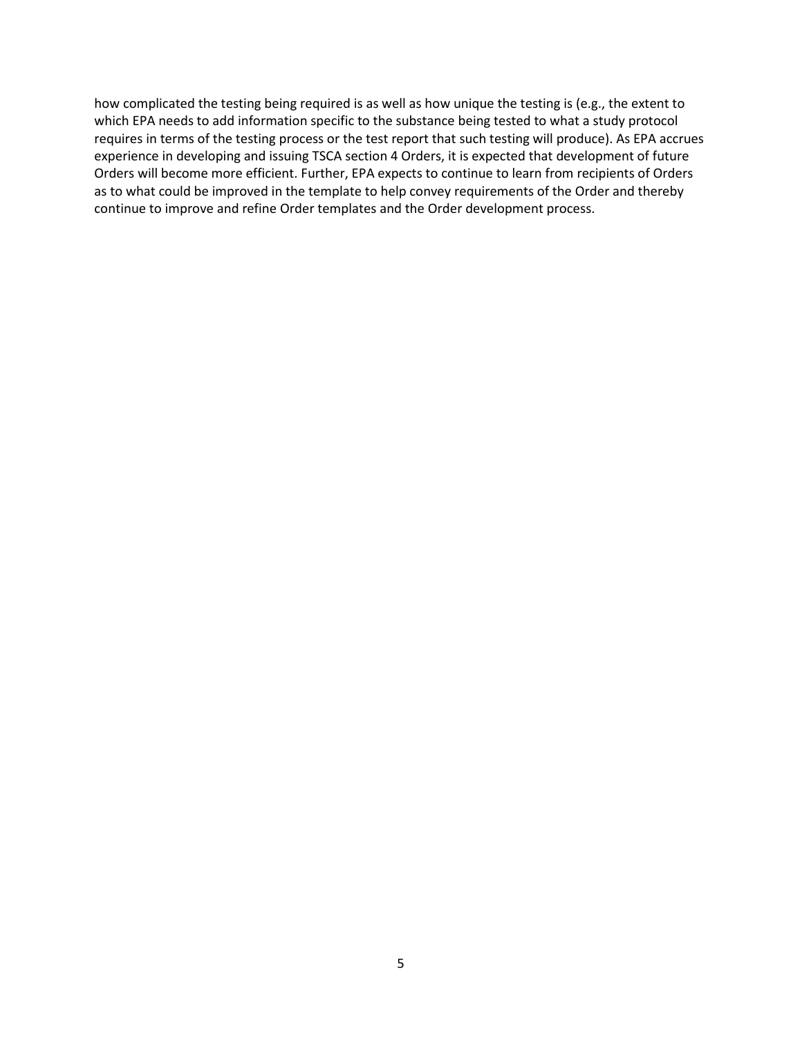how complicated the testing being required is as well as how unique the testing is (e.g., the extent to which EPA needs to add information specific to the substance being tested to what a study protocol requires in terms of the testing process or the test report that such testing will produce). As EPA accrues experience in developing and issuing TSCA section 4 Orders, it is expected that development of future Orders will become more efficient. Further, EPA expects to continue to learn from recipients of Orders as to what could be improved in the template to help convey requirements of the Order and thereby continue to improve and refine Order templates and the Order development process.